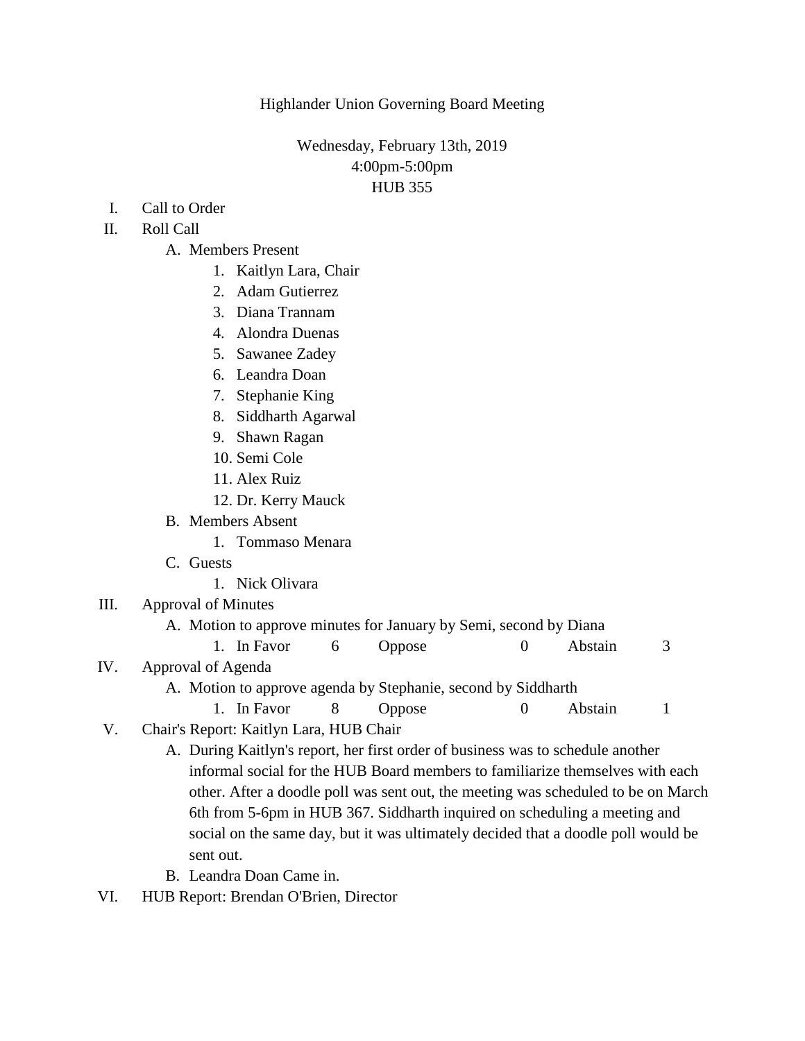Highlander Union Governing Board Meeting

Wednesday, February 13th, 2019
4:00pm-5:00pm
HUB 355

I. Call to Order
II. Roll Call
   A. Members Present
      1. Kaitlyn Lara, Chair
      2. Adam Gutierrez
      3. Diana Trannam
      4. Alondra Duenas
      5. Sawanee Zadey
      6. Leandra Doan
      7. Stephanie King
      8. Siddharth Agarwal
      9. Shawn Ragan
      10. Semi Cole
      11. Alex Ruiz
      12. Dr. Kerry Mauck
   B. Members Absent
      1. Tommaso Menara
   C. Guests
      1. Nick Olivara
III. Approval of Minutes
   A. Motion to approve minutes for January by Semi, second by Diana
      1. In Favor 6 Oppose 0 Abstain 3
IV. Approval of Agenda
   A. Motion to approve agenda by Stephanie, second by Siddharth
      1. In Favor 8 Oppose 0 Abstain 1
V. Chair's Report: Kaitlyn Lara, HUB Chair
   A. During Kaitlyn's report, her first order of business was to schedule another informal social for the HUB Board members to familiarize themselves with each other. After a doodle poll was sent out, the meeting was scheduled to be on March 6th from 5-6pm in HUB 367. Siddharth inquired on scheduling a meeting and social on the same day, but it was ultimately decided that a doodle poll would be sent out.
   B. Leandra Doan Came in.
VI. HUB Report: Brendan O'Brien, Director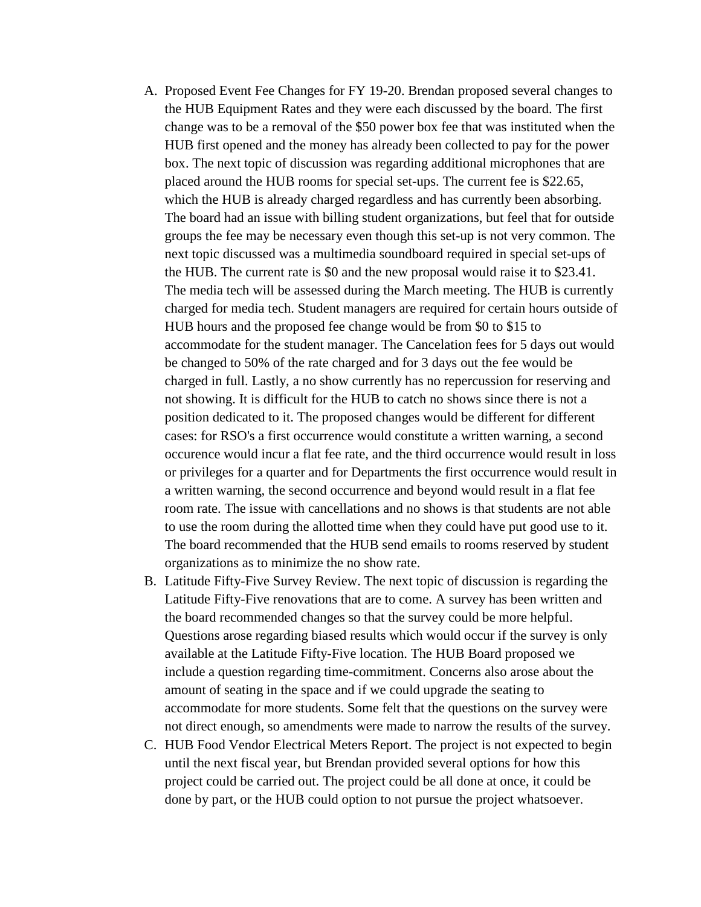A. Proposed Event Fee Changes for FY 19-20. Brendan proposed several changes to the HUB Equipment Rates and they were each discussed by the board. The first change was to be a removal of the $50 power box fee that was instituted when the HUB first opened and the money has already been collected to pay for the power box. The next topic of discussion was regarding additional microphones that are placed around the HUB rooms for special set-ups. The current fee is $22.65, which the HUB is already charged regardless and has currently been absorbing. The board had an issue with billing student organizations, but feel that for outside groups the fee may be necessary even though this set-up is not very common. The next topic discussed was a multimedia soundboard required in special set-ups of the HUB. The current rate is $0 and the new proposal would raise it to $23.41. The media tech will be assessed during the March meeting. The HUB is currently charged for media tech. Student managers are required for certain hours outside of HUB hours and the proposed fee change would be from $0 to $15 to accommodate for the student manager. The Cancelation fees for 5 days out would be changed to 50% of the rate charged and for 3 days out the fee would be charged in full. Lastly, a no show currently has no repercussion for reserving and not showing. It is difficult for the HUB to catch no shows since there is not a position dedicated to it. The proposed changes would be different for different cases: for RSO's a first occurrence would constitute a written warning, a second occurence would incur a flat fee rate, and the third occurrence would result in loss or privileges for a quarter and for Departments the first occurrence would result in a written warning, the second occurrence and beyond would result in a flat fee room rate. The issue with cancellations and no shows is that students are not able to use the room during the allotted time when they could have put good use to it. The board recommended that the HUB send emails to rooms reserved by student organizations as to minimize the no show rate.
B. Latitude Fifty-Five Survey Review. The next topic of discussion is regarding the Latitude Fifty-Five renovations that are to come. A survey has been written and the board recommended changes so that the survey could be more helpful. Questions arose regarding biased results which would occur if the survey is only available at the Latitude Fifty-Five location. The HUB Board proposed we include a question regarding time-commitment. Concerns also arose about the amount of seating in the space and if we could upgrade the seating to accommodate for more students. Some felt that the questions on the survey were not direct enough, so amendments were made to narrow the results of the survey.
C. HUB Food Vendor Electrical Meters Report. The project is not expected to begin until the next fiscal year, but Brendan provided several options for how this project could be carried out. The project could be all done at once, it could be done by part, or the HUB could option to not pursue the project whatsoever.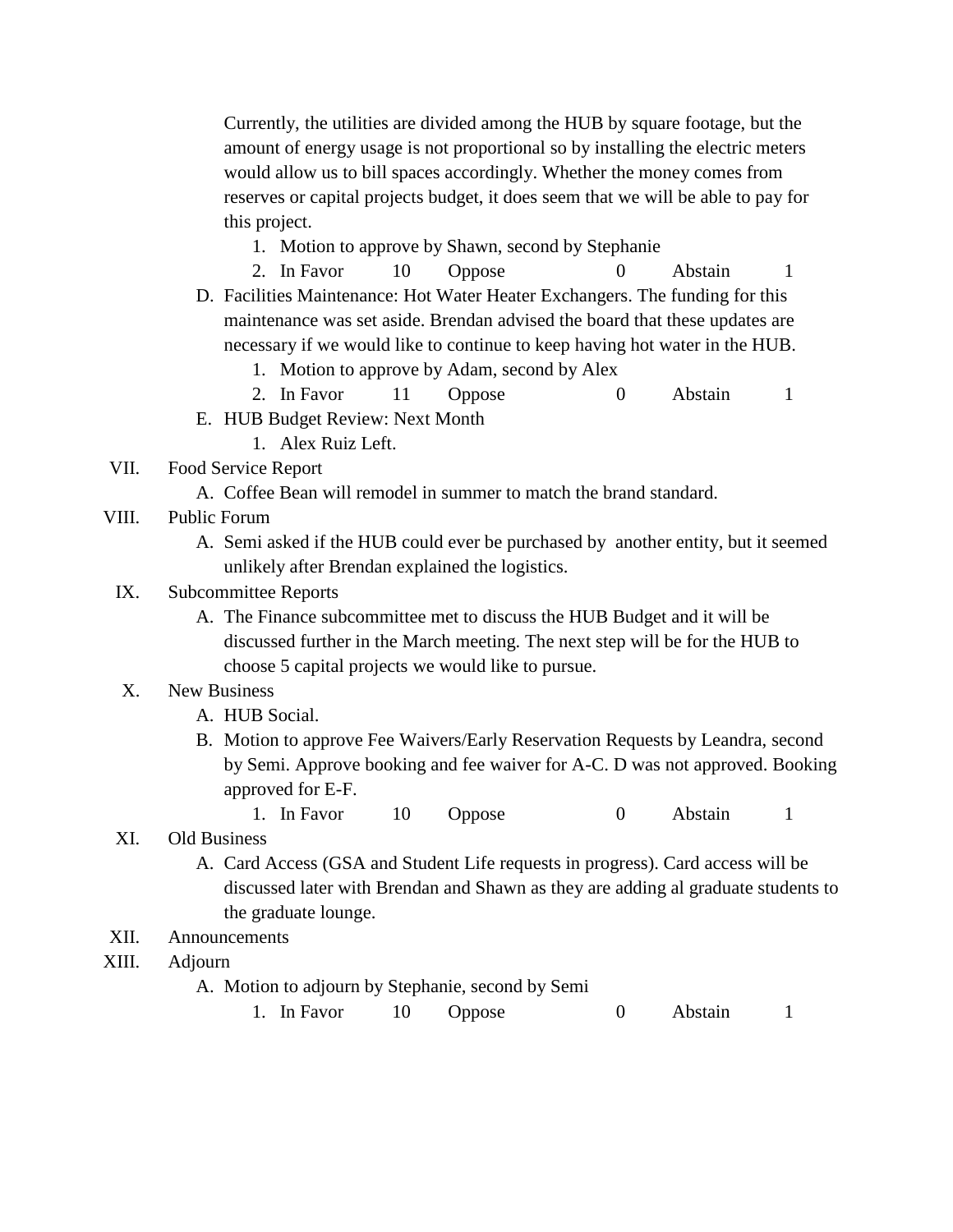Currently, the utilities are divided among the HUB by square footage, but the amount of energy usage is not proportional so by installing the electric meters would allow us to bill spaces accordingly. Whether the money comes from reserves or capital projects budget, it does seem that we will be able to pay for this project.

1. Motion to approve by Shawn, second by Stephanie
2. In Favor 10 Oppose 0 Abstain 1

D. Facilities Maintenance: Hot Water Heater Exchangers. The funding for this maintenance was set aside. Brendan advised the board that these updates are necessary if we would like to continue to keep having hot water in the HUB.

1. Motion to approve by Adam, second by Alex
2. In Favor 11 Oppose 0 Abstain 1

E. HUB Budget Review: Next Month

1. Alex Ruiz Left.

VII. Food Service Report

A. Coffee Bean will remodel in summer to match the brand standard.

VIII. Public Forum

A. Semi asked if the HUB could ever be purchased by another entity, but it seemed unlikely after Brendan explained the logistics.

IX. Subcommittee Reports

A. The Finance subcommittee met to discuss the HUB Budget and it will be discussed further in the March meeting. The next step will be for the HUB to choose 5 capital projects we would like to pursue.

X. New Business

A. HUB Social.

B. Motion to approve Fee Waivers/Early Reservation Requests by Leandra, second by Semi. Approve booking and fee waiver for A-C. D was not approved. Booking approved for E-F.

1. In Favor 10 Oppose 0 Abstain 1

XI. Old Business

A. Card Access (GSA and Student Life requests in progress). Card access will be discussed later with Brendan and Shawn as they are adding al graduate students to the graduate lounge.

XII. Announcements

XIII. Adjourn

A. Motion to adjourn by Stephanie, second by Semi

1. In Favor 10 Oppose 0 Abstain 1